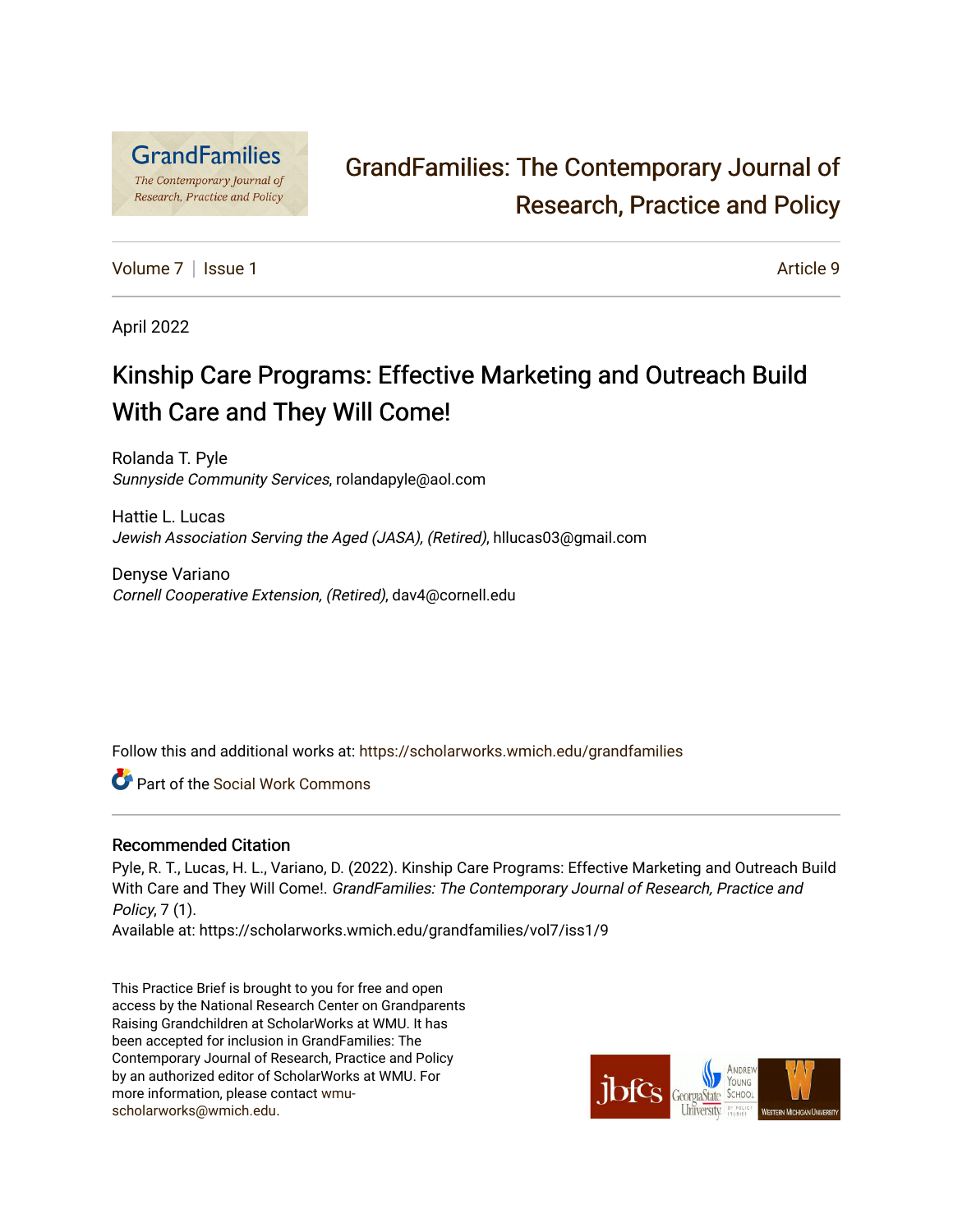# GrandFamilies: The Contemporary Journal of Research, Practice and Policy

Volume 7 | Issue 1 | Article 9

April 2022

## Kinship Care Programs: Effective Marketing and Outreach Build With Care and They Will Come!

Rolanda T. Pyle
*Sunnyside Community Services*, rolandapyle@aol.com

Hattie L. Lucas
*Jewish Association Serving the Aged (JASA), (Retired)*, hllucas03@gmail.com

Denyse Variano
*Cornell Cooperative Extension, (Retired)*, dav4@cornell.edu

Follow this and additional works at: https://scholarworks.wmich.edu/grandfamilies

Part of the Social Work Commons

### Recommended Citation

Pyle, R. T., Lucas, H. L., Variano, D. (2022). Kinship Care Programs: Effective Marketing and Outreach Build With Care and They Will Come!. *GrandFamilies: The Contemporary Journal of Research, Practice and Policy*, 7 (1).
Available at: https://scholarworks.wmich.edu/grandfamilies/vol7/iss1/9

This Practice Brief is brought to you for free and open access by the National Research Center on Grandparents Raising Grandchildren at ScholarWorks at WMU. It has been accepted for inclusion in GrandFamilies: The Contemporary Journal of Research, Practice and Policy by an authorized editor of ScholarWorks at WMU. For more information, please contact wmu-scholarworks@wmich.edu.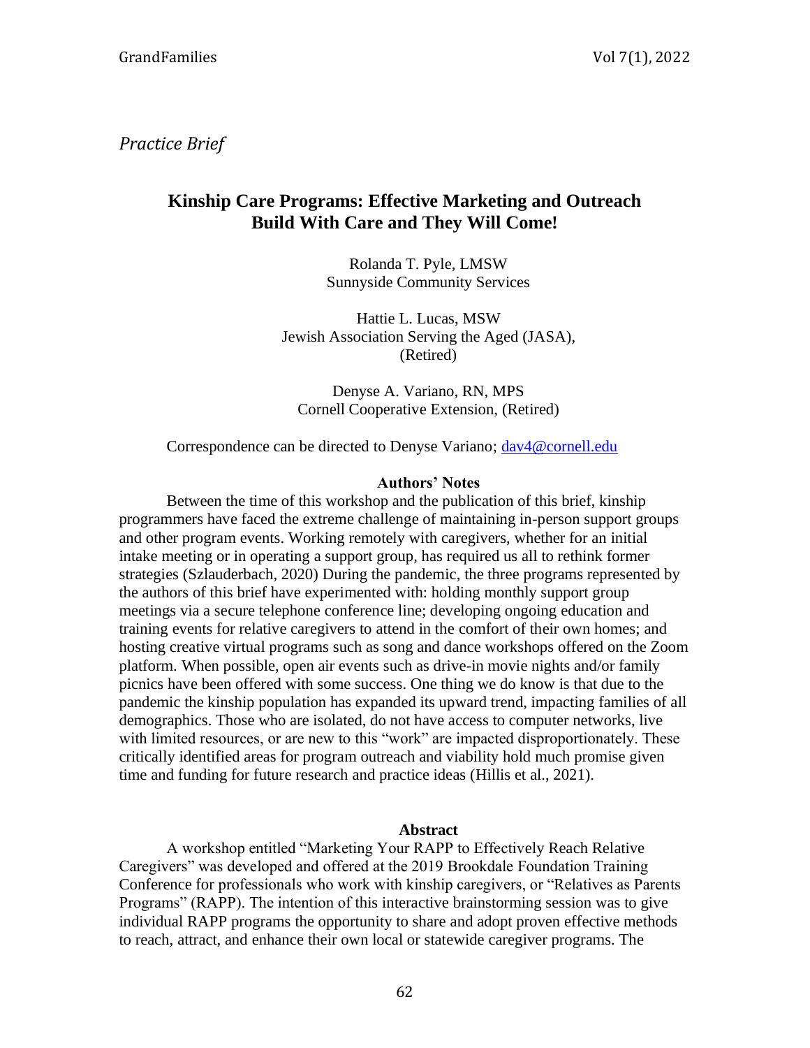*Practice Brief*

# Kinship Care Programs: Effective Marketing and Outreach Build With Care and They Will Come!

Rolanda T. Pyle, LMSW
Sunnyside Community Services

Hattie L. Lucas, MSW
Jewish Association Serving the Aged (JASA), (Retired)

Denyse A. Variano, RN, MPS
Cornell Cooperative Extension, (Retired)

Correspondence can be directed to Denyse Variano; dav4@cornell.edu

## Authors' Notes

Between the time of this workshop and the publication of this brief, kinship programmers have faced the extreme challenge of maintaining in-person support groups and other program events. Working remotely with caregivers, whether for an initial intake meeting or in operating a support group, has required us all to rethink former strategies (Szlauderbach, 2020) During the pandemic, the three programs represented by the authors of this brief have experimented with: holding monthly support group meetings via a secure telephone conference line; developing ongoing education and training events for relative caregivers to attend in the comfort of their own homes; and hosting creative virtual programs such as song and dance workshops offered on the Zoom platform. When possible, open air events such as drive-in movie nights and/or family picnics have been offered with some success. One thing we do know is that due to the pandemic the kinship population has expanded its upward trend, impacting families of all demographics. Those who are isolated, do not have access to computer networks, live with limited resources, or are new to this "work" are impacted disproportionately. These critically identified areas for program outreach and viability hold much promise given time and funding for future research and practice ideas (Hillis et al., 2021).

## Abstract

A workshop entitled "Marketing Your RAPP to Effectively Reach Relative Caregivers" was developed and offered at the 2019 Brookdale Foundation Training Conference for professionals who work with kinship caregivers, or "Relatives as Parents Programs" (RAPP). The intention of this interactive brainstorming session was to give individual RAPP programs the opportunity to share and adopt proven effective methods to reach, attract, and enhance their own local or statewide caregiver programs. The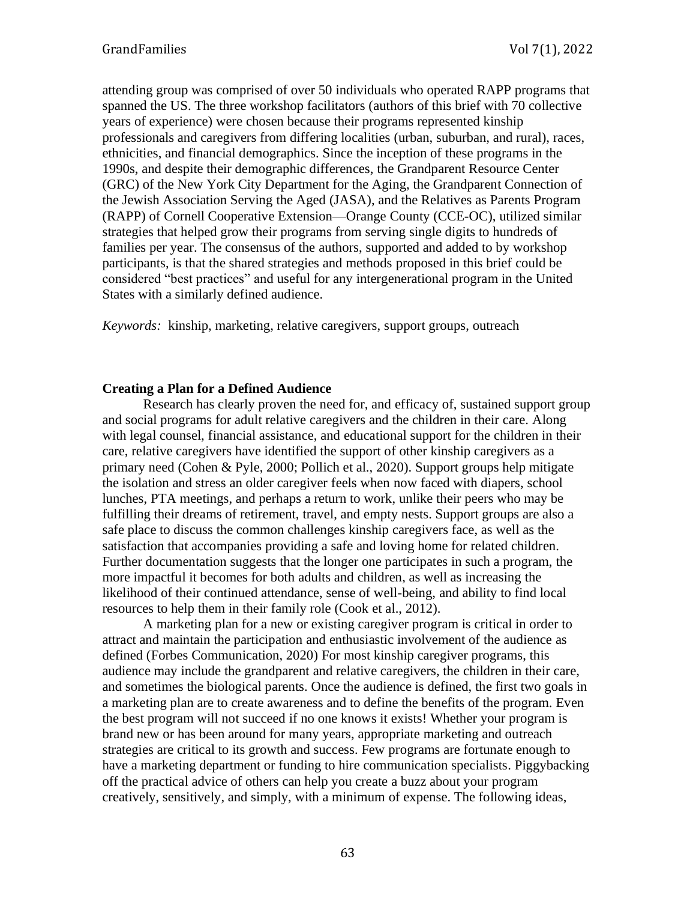attending group was comprised of over 50 individuals who operated RAPP programs that spanned the US. The three workshop facilitators (authors of this brief with 70 collective years of experience) were chosen because their programs represented kinship professionals and caregivers from differing localities (urban, suburban, and rural), races, ethnicities, and financial demographics. Since the inception of these programs in the 1990s, and despite their demographic differences, the Grandparent Resource Center (GRC) of the New York City Department for the Aging, the Grandparent Connection of the Jewish Association Serving the Aged (JASA), and the Relatives as Parents Program (RAPP) of Cornell Cooperative Extension—Orange County (CCE-OC), utilized similar strategies that helped grow their programs from serving single digits to hundreds of families per year. The consensus of the authors, supported and added to by workshop participants, is that the shared strategies and methods proposed in this brief could be considered "best practices" and useful for any intergenerational program in the United States with a similarly defined audience.

*Keywords:* kinship, marketing, relative caregivers, support groups, outreach

**Creating a Plan for a Defined Audience**

Research has clearly proven the need for, and efficacy of, sustained support group and social programs for adult relative caregivers and the children in their care. Along with legal counsel, financial assistance, and educational support for the children in their care, relative caregivers have identified the support of other kinship caregivers as a primary need (Cohen & Pyle, 2000; Pollich et al., 2020). Support groups help mitigate the isolation and stress an older caregiver feels when now faced with diapers, school lunches, PTA meetings, and perhaps a return to work, unlike their peers who may be fulfilling their dreams of retirement, travel, and empty nests. Support groups are also a safe place to discuss the common challenges kinship caregivers face, as well as the satisfaction that accompanies providing a safe and loving home for related children. Further documentation suggests that the longer one participates in such a program, the more impactful it becomes for both adults and children, as well as increasing the likelihood of their continued attendance, sense of well-being, and ability to find local resources to help them in their family role (Cook et al., 2012).

A marketing plan for a new or existing caregiver program is critical in order to attract and maintain the participation and enthusiastic involvement of the audience as defined (Forbes Communication, 2020) For most kinship caregiver programs, this audience may include the grandparent and relative caregivers, the children in their care, and sometimes the biological parents. Once the audience is defined, the first two goals in a marketing plan are to create awareness and to define the benefits of the program. Even the best program will not succeed if no one knows it exists! Whether your program is brand new or has been around for many years, appropriate marketing and outreach strategies are critical to its growth and success. Few programs are fortunate enough to have a marketing department or funding to hire communication specialists. Piggybacking off the practical advice of others can help you create a buzz about your program creatively, sensitively, and simply, with a minimum of expense. The following ideas,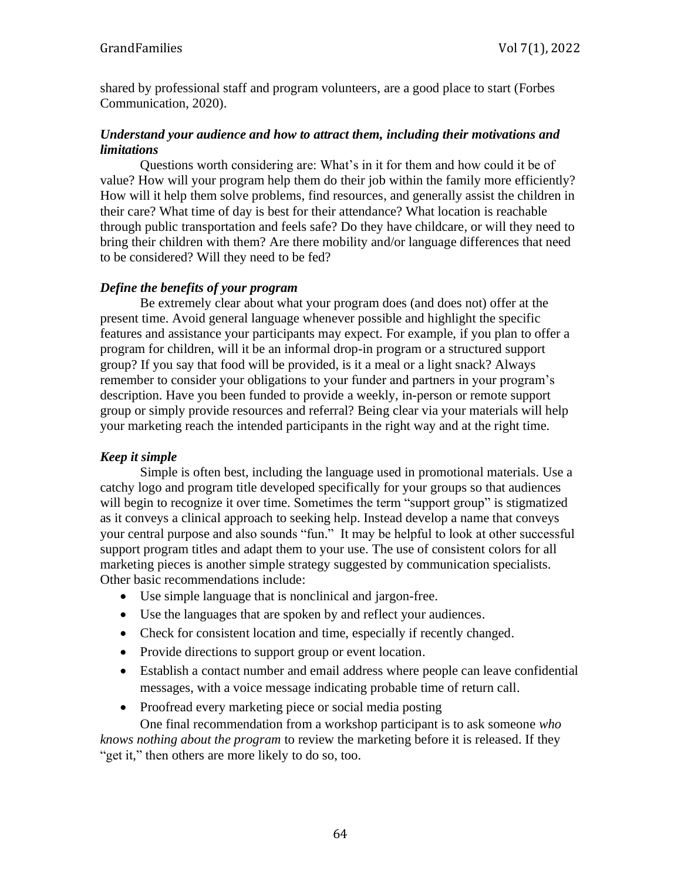shared by professional staff and program volunteers, are a good place to start (Forbes Communication, 2020).

### *Understand your audience and how to attract them, including their motivations and limitations*

Questions worth considering are: What's in it for them and how could it be of value? How will your program help them do their job within the family more efficiently? How will it help them solve problems, find resources, and generally assist the children in their care? What time of day is best for their attendance? What location is reachable through public transportation and feels safe? Do they have childcare, or will they need to bring their children with them? Are there mobility and/or language differences that need to be considered? Will they need to be fed?

### *Define the benefits of your program*

Be extremely clear about what your program does (and does not) offer at the present time. Avoid general language whenever possible and highlight the specific features and assistance your participants may expect. For example, if you plan to offer a program for children, will it be an informal drop-in program or a structured support group? If you say that food will be provided, is it a meal or a light snack? Always remember to consider your obligations to your funder and partners in your program's description. Have you been funded to provide a weekly, in-person or remote support group or simply provide resources and referral? Being clear via your materials will help your marketing reach the intended participants in the right way and at the right time.

### *Keep it simple*

Simple is often best, including the language used in promotional materials. Use a catchy logo and program title developed specifically for your groups so that audiences will begin to recognize it over time. Sometimes the term "support group" is stigmatized as it conveys a clinical approach to seeking help. Instead develop a name that conveys your central purpose and also sounds "fun." It may be helpful to look at other successful support program titles and adapt them to your use. The use of consistent colors for all marketing pieces is another simple strategy suggested by communication specialists. Other basic recommendations include:

- Use simple language that is nonclinical and jargon-free.
- Use the languages that are spoken by and reflect your audiences.
- Check for consistent location and time, especially if recently changed.
- Provide directions to support group or event location.
- Establish a contact number and email address where people can leave confidential messages, with a voice message indicating probable time of return call.
- Proofread every marketing piece or social media posting

One final recommendation from a workshop participant is to ask someone *who knows nothing about the program* to review the marketing before it is released. If they "get it," then others are more likely to do so, too.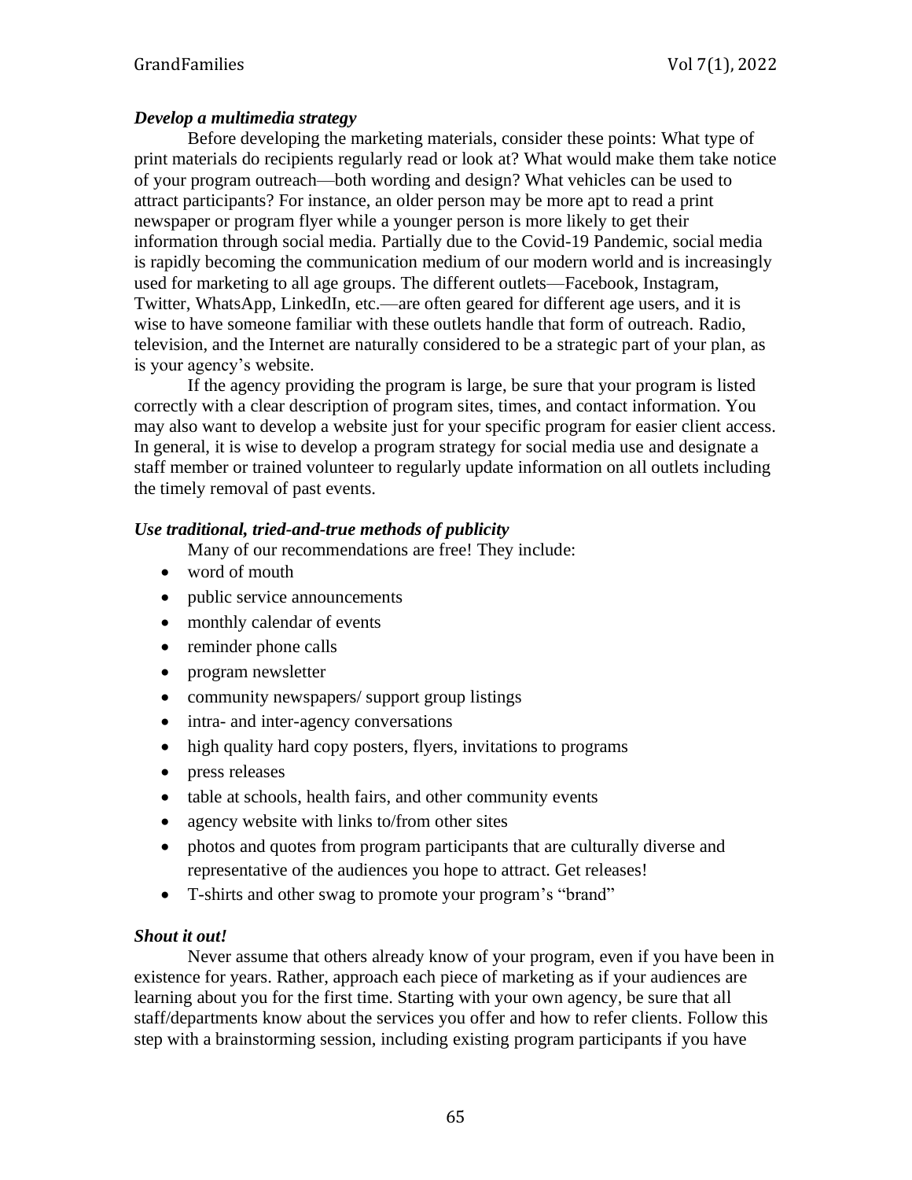### *Develop a multimedia strategy*

Before developing the marketing materials, consider these points: What type of print materials do recipients regularly read or look at? What would make them take notice of your program outreach—both wording and design? What vehicles can be used to attract participants? For instance, an older person may be more apt to read a print newspaper or program flyer while a younger person is more likely to get their information through social media. Partially due to the Covid-19 Pandemic, social media is rapidly becoming the communication medium of our modern world and is increasingly used for marketing to all age groups. The different outlets—Facebook, Instagram, Twitter, WhatsApp, LinkedIn, etc.—are often geared for different age users, and it is wise to have someone familiar with these outlets handle that form of outreach. Radio, television, and the Internet are naturally considered to be a strategic part of your plan, as is your agency's website.

If the agency providing the program is large, be sure that your program is listed correctly with a clear description of program sites, times, and contact information. You may also want to develop a website just for your specific program for easier client access. In general, it is wise to develop a program strategy for social media use and designate a staff member or trained volunteer to regularly update information on all outlets including the timely removal of past events.

### *Use traditional, tried-and-true methods of publicity*

Many of our recommendations are free! They include:

- word of mouth
- public service announcements
- monthly calendar of events
- reminder phone calls
- program newsletter
- community newspapers/ support group listings
- intra- and inter-agency conversations
- high quality hard copy posters, flyers, invitations to programs
- press releases
- table at schools, health fairs, and other community events
- agency website with links to/from other sites
- photos and quotes from program participants that are culturally diverse and representative of the audiences you hope to attract. Get releases!
- T-shirts and other swag to promote your program's "brand"

### *Shout it out!*

Never assume that others already know of your program, even if you have been in existence for years. Rather, approach each piece of marketing as if your audiences are learning about you for the first time. Starting with your own agency, be sure that all staff/departments know about the services you offer and how to refer clients. Follow this step with a brainstorming session, including existing program participants if you have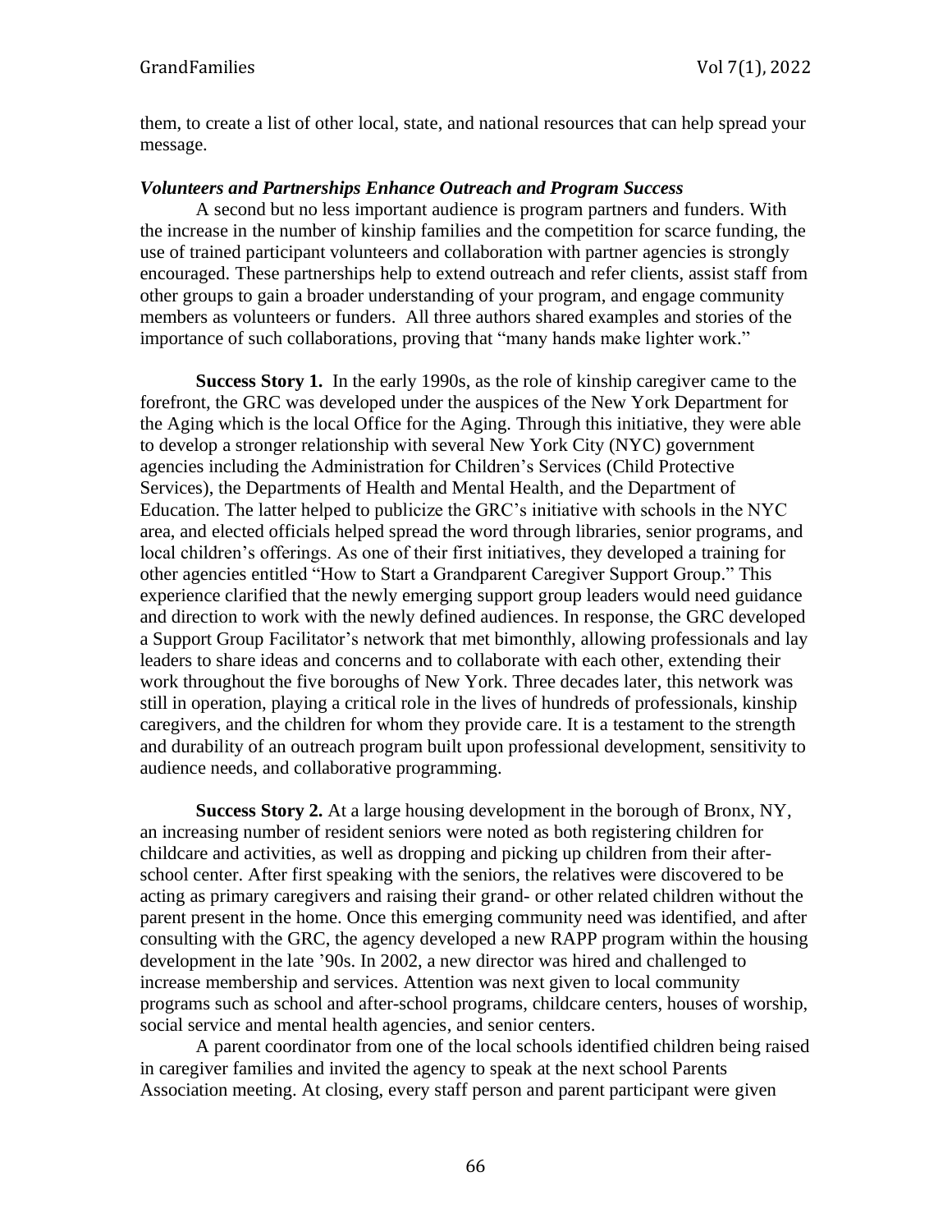them, to create a list of other local, state, and national resources that can help spread your message.

### *Volunteers and Partnerships Enhance Outreach and Program Success*

A second but no less important audience is program partners and funders. With the increase in the number of kinship families and the competition for scarce funding, the use of trained participant volunteers and collaboration with partner agencies is strongly encouraged. These partnerships help to extend outreach and refer clients, assist staff from other groups to gain a broader understanding of your program, and engage community members as volunteers or funders. All three authors shared examples and stories of the importance of such collaborations, proving that "many hands make lighter work."

**Success Story 1.** In the early 1990s, as the role of kinship caregiver came to the forefront, the GRC was developed under the auspices of the New York Department for the Aging which is the local Office for the Aging. Through this initiative, they were able to develop a stronger relationship with several New York City (NYC) government agencies including the Administration for Children's Services (Child Protective Services), the Departments of Health and Mental Health, and the Department of Education. The latter helped to publicize the GRC's initiative with schools in the NYC area, and elected officials helped spread the word through libraries, senior programs, and local children's offerings. As one of their first initiatives, they developed a training for other agencies entitled "How to Start a Grandparent Caregiver Support Group." This experience clarified that the newly emerging support group leaders would need guidance and direction to work with the newly defined audiences. In response, the GRC developed a Support Group Facilitator's network that met bimonthly, allowing professionals and lay leaders to share ideas and concerns and to collaborate with each other, extending their work throughout the five boroughs of New York. Three decades later, this network was still in operation, playing a critical role in the lives of hundreds of professionals, kinship caregivers, and the children for whom they provide care. It is a testament to the strength and durability of an outreach program built upon professional development, sensitivity to audience needs, and collaborative programming.

**Success Story 2.** At a large housing development in the borough of Bronx, NY, an increasing number of resident seniors were noted as both registering children for childcare and activities, as well as dropping and picking up children from their after-school center. After first speaking with the seniors, the relatives were discovered to be acting as primary caregivers and raising their grand- or other related children without the parent present in the home. Once this emerging community need was identified, and after consulting with the GRC, the agency developed a new RAPP program within the housing development in the late '90s. In 2002, a new director was hired and challenged to increase membership and services. Attention was next given to local community programs such as school and after-school programs, childcare centers, houses of worship, social service and mental health agencies, and senior centers.

A parent coordinator from one of the local schools identified children being raised in caregiver families and invited the agency to speak at the next school Parents Association meeting. At closing, every staff person and parent participant were given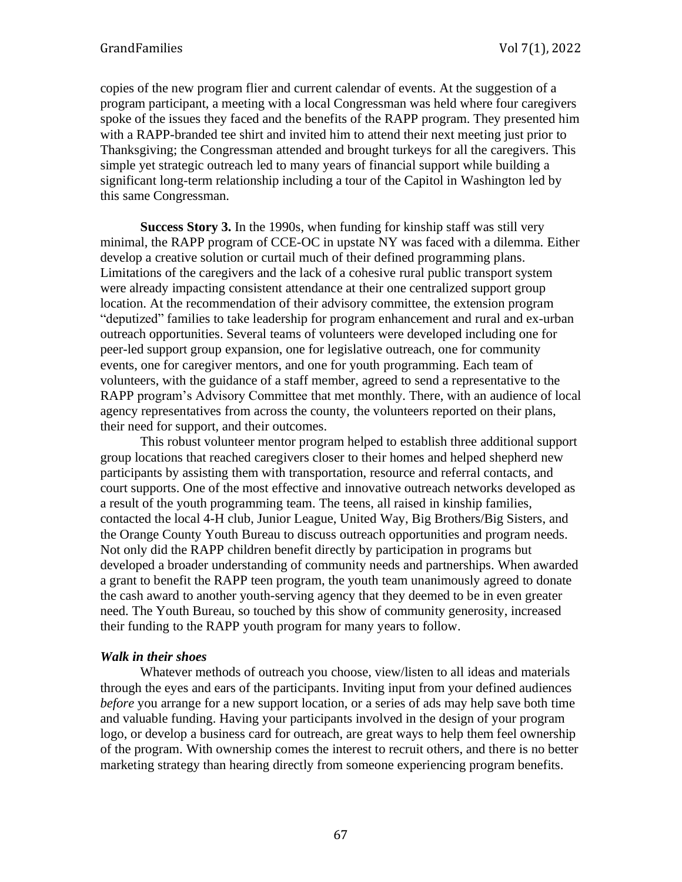copies of the new program flier and current calendar of events. At the suggestion of a program participant, a meeting with a local Congressman was held where four caregivers spoke of the issues they faced and the benefits of the RAPP program. They presented him with a RAPP-branded tee shirt and invited him to attend their next meeting just prior to Thanksgiving; the Congressman attended and brought turkeys for all the caregivers. This simple yet strategic outreach led to many years of financial support while building a significant long-term relationship including a tour of the Capitol in Washington led by this same Congressman.

**Success Story 3.** In the 1990s, when funding for kinship staff was still very minimal, the RAPP program of CCE-OC in upstate NY was faced with a dilemma. Either develop a creative solution or curtail much of their defined programming plans. Limitations of the caregivers and the lack of a cohesive rural public transport system were already impacting consistent attendance at their one centralized support group location. At the recommendation of their advisory committee, the extension program "deputized" families to take leadership for program enhancement and rural and ex-urban outreach opportunities. Several teams of volunteers were developed including one for peer-led support group expansion, one for legislative outreach, one for community events, one for caregiver mentors, and one for youth programming. Each team of volunteers, with the guidance of a staff member, agreed to send a representative to the RAPP program's Advisory Committee that met monthly. There, with an audience of local agency representatives from across the county, the volunteers reported on their plans, their need for support, and their outcomes.

This robust volunteer mentor program helped to establish three additional support group locations that reached caregivers closer to their homes and helped shepherd new participants by assisting them with transportation, resource and referral contacts, and court supports. One of the most effective and innovative outreach networks developed as a result of the youth programming team. The teens, all raised in kinship families, contacted the local 4-H club, Junior League, United Way, Big Brothers/Big Sisters, and the Orange County Youth Bureau to discuss outreach opportunities and program needs. Not only did the RAPP children benefit directly by participation in programs but developed a broader understanding of community needs and partnerships. When awarded a grant to benefit the RAPP teen program, the youth team unanimously agreed to donate the cash award to another youth-serving agency that they deemed to be in even greater need. The Youth Bureau, so touched by this show of community generosity, increased their funding to the RAPP youth program for many years to follow.

***Walk in their shoes***

Whatever methods of outreach you choose, view/listen to all ideas and materials through the eyes and ears of the participants. Inviting input from your defined audiences *before* you arrange for a new support location, or a series of ads may help save both time and valuable funding. Having your participants involved in the design of your program logo, or develop a business card for outreach, are great ways to help them feel ownership of the program. With ownership comes the interest to recruit others, and there is no better marketing strategy than hearing directly from someone experiencing program benefits.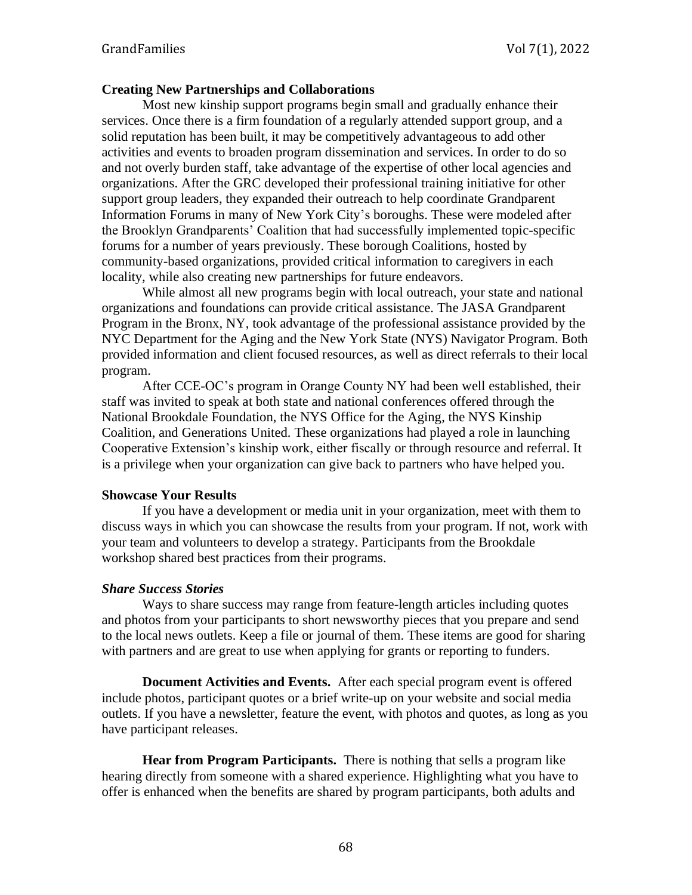### Creating New Partnerships and Collaborations

Most new kinship support programs begin small and gradually enhance their services. Once there is a firm foundation of a regularly attended support group, and a solid reputation has been built, it may be competitively advantageous to add other activities and events to broaden program dissemination and services. In order to do so and not overly burden staff, take advantage of the expertise of other local agencies and organizations. After the GRC developed their professional training initiative for other support group leaders, they expanded their outreach to help coordinate Grandparent Information Forums in many of New York City's boroughs. These were modeled after the Brooklyn Grandparents' Coalition that had successfully implemented topic-specific forums for a number of years previously. These borough Coalitions, hosted by community-based organizations, provided critical information to caregivers in each locality, while also creating new partnerships for future endeavors.

While almost all new programs begin with local outreach, your state and national organizations and foundations can provide critical assistance. The JASA Grandparent Program in the Bronx, NY, took advantage of the professional assistance provided by the NYC Department for the Aging and the New York State (NYS) Navigator Program. Both provided information and client focused resources, as well as direct referrals to their local program.

After CCE-OC's program in Orange County NY had been well established, their staff was invited to speak at both state and national conferences offered through the National Brookdale Foundation, the NYS Office for the Aging, the NYS Kinship Coalition, and Generations United. These organizations had played a role in launching Cooperative Extension's kinship work, either fiscally or through resource and referral. It is a privilege when your organization can give back to partners who have helped you.

### Showcase Your Results

If you have a development or media unit in your organization, meet with them to discuss ways in which you can showcase the results from your program. If not, work with your team and volunteers to develop a strategy. Participants from the Brookdale workshop shared best practices from their programs.

#### *Share Success Stories*

Ways to share success may range from feature-length articles including quotes and photos from your participants to short newsworthy pieces that you prepare and send to the local news outlets. Keep a file or journal of them. These items are good for sharing with partners and are great to use when applying for grants or reporting to funders.

**Document Activities and Events.** After each special program event is offered include photos, participant quotes or a brief write-up on your website and social media outlets. If you have a newsletter, feature the event, with photos and quotes, as long as you have participant releases.

**Hear from Program Participants.** There is nothing that sells a program like hearing directly from someone with a shared experience. Highlighting what you have to offer is enhanced when the benefits are shared by program participants, both adults and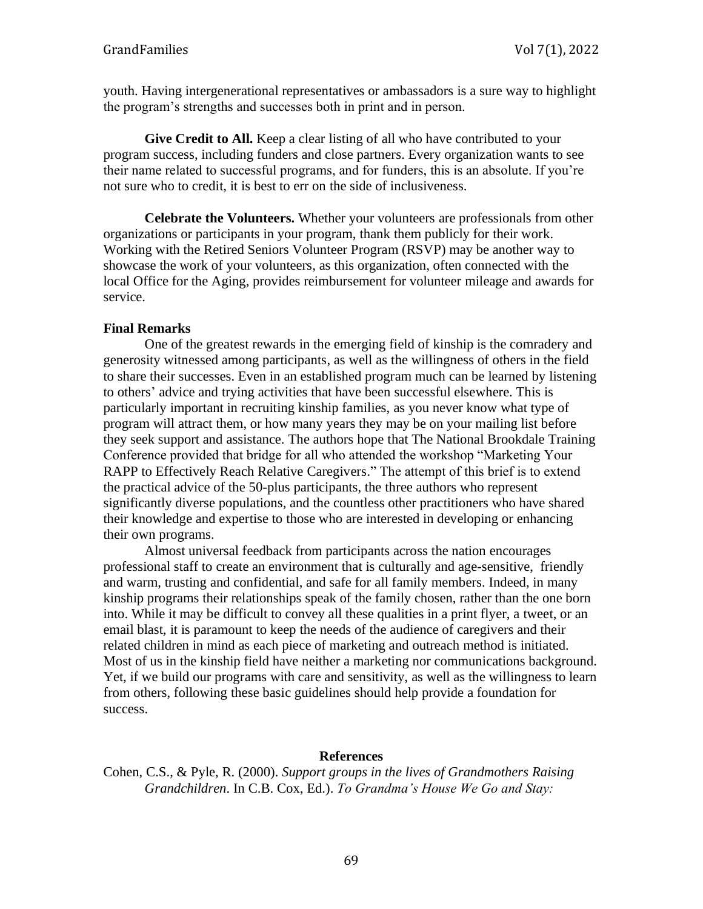youth. Having intergenerational representatives or ambassadors is a sure way to highlight the program's strengths and successes both in print and in person.

**Give Credit to All.** Keep a clear listing of all who have contributed to your program success, including funders and close partners. Every organization wants to see their name related to successful programs, and for funders, this is an absolute. If you're not sure who to credit, it is best to err on the side of inclusiveness.

**Celebrate the Volunteers.** Whether your volunteers are professionals from other organizations or participants in your program, thank them publicly for their work. Working with the Retired Seniors Volunteer Program (RSVP) may be another way to showcase the work of your volunteers, as this organization, often connected with the local Office for the Aging, provides reimbursement for volunteer mileage and awards for service.

## Final Remarks

One of the greatest rewards in the emerging field of kinship is the comradery and generosity witnessed among participants, as well as the willingness of others in the field to share their successes. Even in an established program much can be learned by listening to others' advice and trying activities that have been successful elsewhere. This is particularly important in recruiting kinship families, as you never know what type of program will attract them, or how many years they may be on your mailing list before they seek support and assistance. The authors hope that The National Brookdale Training Conference provided that bridge for all who attended the workshop "Marketing Your RAPP to Effectively Reach Relative Caregivers." The attempt of this brief is to extend the practical advice of the 50-plus participants, the three authors who represent significantly diverse populations, and the countless other practitioners who have shared their knowledge and expertise to those who are interested in developing or enhancing their own programs.

Almost universal feedback from participants across the nation encourages professional staff to create an environment that is culturally and age-sensitive, friendly and warm, trusting and confidential, and safe for all family members. Indeed, in many kinship programs their relationships speak of the family chosen, rather than the one born into. While it may be difficult to convey all these qualities in a print flyer, a tweet, or an email blast, it is paramount to keep the needs of the audience of caregivers and their related children in mind as each piece of marketing and outreach method is initiated. Most of us in the kinship field have neither a marketing nor communications background. Yet, if we build our programs with care and sensitivity, as well as the willingness to learn from others, following these basic guidelines should help provide a foundation for success.

## References

Cohen, C.S., & Pyle, R. (2000). *Support groups in the lives of Grandmothers Raising Grandchildren*. In C.B. Cox, Ed.). *To Grandma's House We Go and Stay:*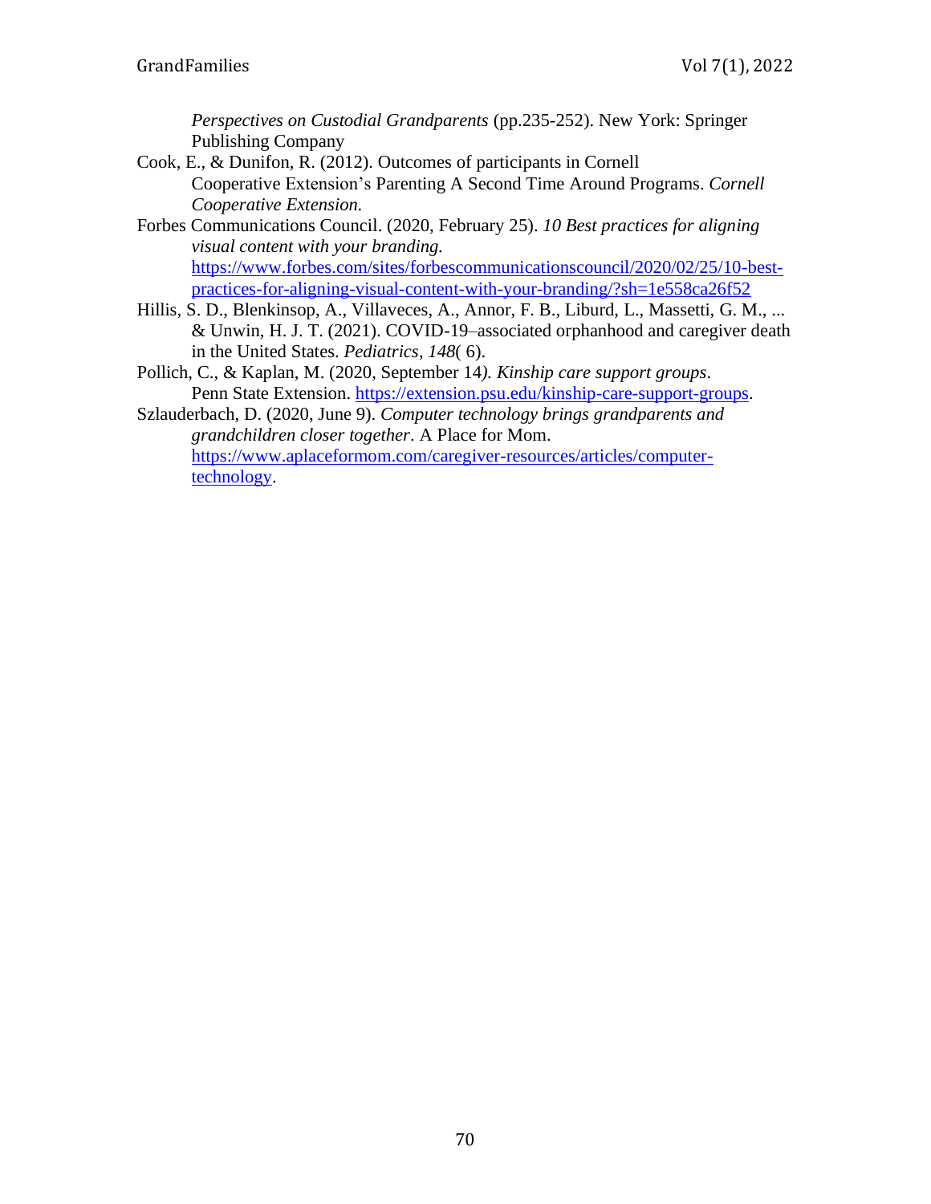*Perspectives on Custodial Grandparents* (pp.235-252). New York: Springer Publishing Company

Cook, E., & Dunifon, R. (2012). Outcomes of participants in Cornell Cooperative Extension's Parenting A Second Time Around Programs. *Cornell Cooperative Extension.*

Forbes Communications Council. (2020, February 25). *10 Best practices for aligning visual content with your branding.* https://www.forbes.com/sites/forbescommunicationscouncil/2020/02/25/10-best-practices-for-aligning-visual-content-with-your-branding/?sh=1e558ca26f52

Hillis, S. D., Blenkinsop, A., Villaveces, A., Annor, F. B., Liburd, L., Massetti, G. M., ... & Unwin, H. J. T. (2021). COVID-19–associated orphanhood and caregiver death in the United States. *Pediatrics*, *148*( 6).

Pollich, C., & Kaplan, M. (2020, September 14*). Kinship care support groups*. Penn State Extension. https://extension.psu.edu/kinship-care-support-groups.

Szlauderbach, D. (2020, June 9). *Computer technology brings grandparents and grandchildren closer together*. A Place for Mom. https://www.aplaceformom.com/caregiver-resources/articles/computer-technology.